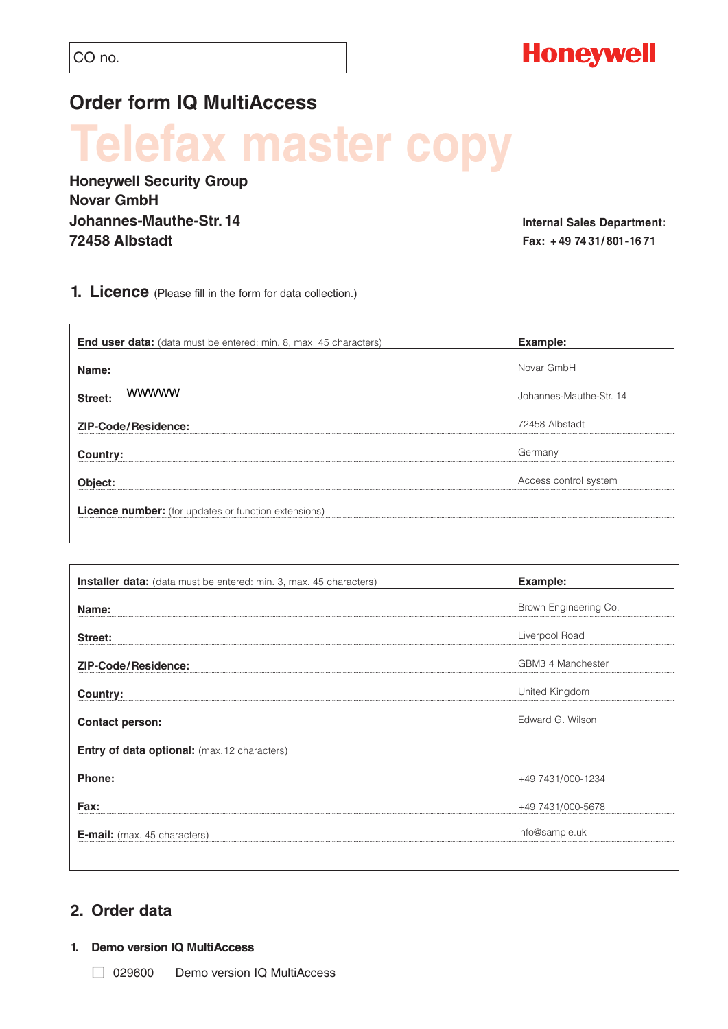CO no.

**Honeywell**

# Order form IQ MultiAccess

# Telefax master copy

**Honeywell Security Group**
**Novar GmbH**
**Johannes-Mauthe-Str. 14**
**72458 Albstadt**

**Internal Sales Department:**
**Fax: +49 7431/801-1671**

## 1. Licence (Please fill in the form for data collection.)

| **End user data:** (data must be entered: min. 8, max. 45 characters) | **Example:** |
|---|---|
| **Name:** | Novar GmbH |
| **Street:** WWWWW | Johannes-Mauthe-Str. 14 |
| **ZIP-Code/Residence:** | 72458 Albstadt |
| **Country:** | Germany |
| **Object:** | Access control system |
| **Licence number:** (for updates or function extensions) | |

| **Installer data:** (data must be entered: min. 3, max. 45 characters) | **Example:** |
|---|---|
| **Name:** | Brown Engineering Co. |
| **Street:** | Liverpool Road |
| **ZIP-Code/Residence:** | GBM3 4 Manchester |
| **Country:** | United Kingdom |
| **Contact person:** | Edward G. Wilson |
| **Entry of data optional:** (max. 12 characters) | |
| **Phone:** | +49 7431/000-1234 |
| **Fax:** | +49 7431/000-5678 |
| **E-mail:** (max. 45 characters) | info@sample.uk |

## 2. Order data

### 1. Demo version IQ MultiAccess

☐ 029600 Demo version IQ MultiAccess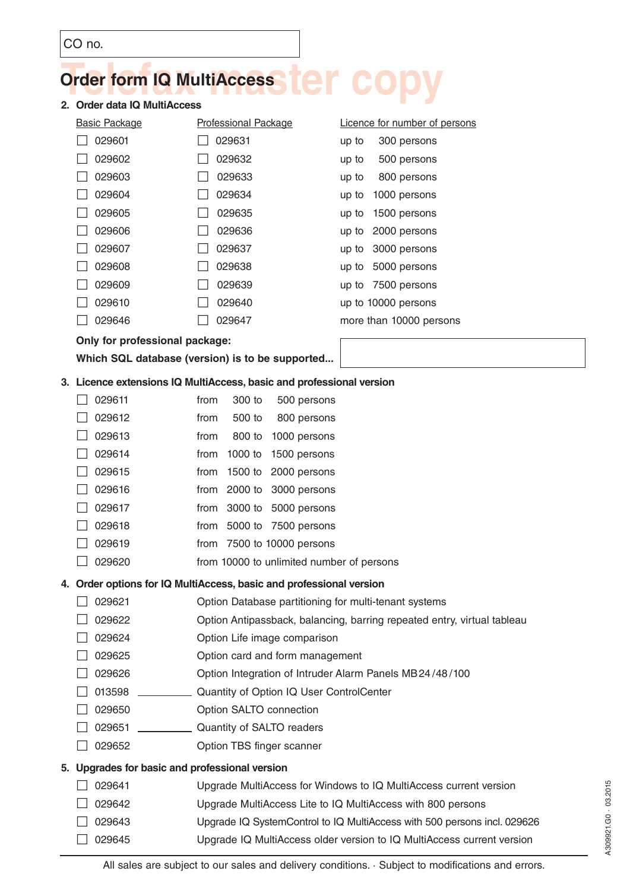CO no.

Telefax master copy

# Order form IQ MultiAccess

## 2. Order data IQ MultiAccess

| Basic Package | Professional Package | Licence for number of persons |
|---|---|---|
| ☐ 029601 | ☐ 029631 | up to 300 persons |
| ☐ 029602 | ☐ 029632 | up to 500 persons |
| ☐ 029603 | ☐ 029633 | up to 800 persons |
| ☐ 029604 | ☐ 029634 | up to 1000 persons |
| ☐ 029605 | ☐ 029635 | up to 1500 persons |
| ☐ 029606 | ☐ 029636 | up to 2000 persons |
| ☐ 029607 | ☐ 029637 | up to 3000 persons |
| ☐ 029608 | ☐ 029638 | up to 5000 persons |
| ☐ 029609 | ☐ 029639 | up to 7500 persons |
| ☐ 029610 | ☐ 029640 | up to 10000 persons |
| ☐ 029646 | ☐ 029647 | more than 10000 persons |

**Only for professional package:**
**Which SQL database (version) is to be supported...**

## 3. Licence extensions IQ MultiAccess, basic and professional version

| | |
|---|---|
| ☐ 029611 | from 300 to 500 persons |
| ☐ 029612 | from 500 to 800 persons |
| ☐ 029613 | from 800 to 1000 persons |
| ☐ 029614 | from 1000 to 1500 persons |
| ☐ 029615 | from 1500 to 2000 persons |
| ☐ 029616 | from 2000 to 3000 persons |
| ☐ 029617 | from 3000 to 5000 persons |
| ☐ 029618 | from 5000 to 7500 persons |
| ☐ 029619 | from 7500 to 10000 persons |
| ☐ 029620 | from 10000 to unlimited number of persons |

## 4. Order options for IQ MultiAccess, basic and professional version

| | |
|---|---|
| ☐ 029621 | Option Database partitioning for multi-tenant systems |
| ☐ 029622 | Option Antipassback, balancing, barring repeated entry, virtual tableau |
| ☐ 029624 | Option Life image comparison |
| ☐ 029625 | Option card and form management |
| ☐ 029626 | Option Integration of Intruder Alarm Panels MB24/48/100 |
| ☐ 013598 ________ | Quantity of Option IQ User ControlCenter |
| ☐ 029650 | Option SALTO connection |
| ☐ 029651 ________ | Quantity of SALTO readers |
| ☐ 029652 | Option TBS finger scanner |

## 5. Upgrades for basic and professional version

| | |
|---|---|
| ☐ 029641 | Upgrade MultiAccess for Windows to IQ MultiAccess current version |
| ☐ 029642 | Upgrade MultiAccess Lite to IQ MultiAccess with 800 persons |
| ☐ 029643 | Upgrade IQ SystemControl to IQ MultiAccess with 500 persons incl. 029626 |
| ☐ 029645 | Upgrade IQ MultiAccess older version to IQ MultiAccess current version |

All sales are subject to our sales and delivery conditions. · Subject to modifications and errors.

A309921.G0 · 03.2015